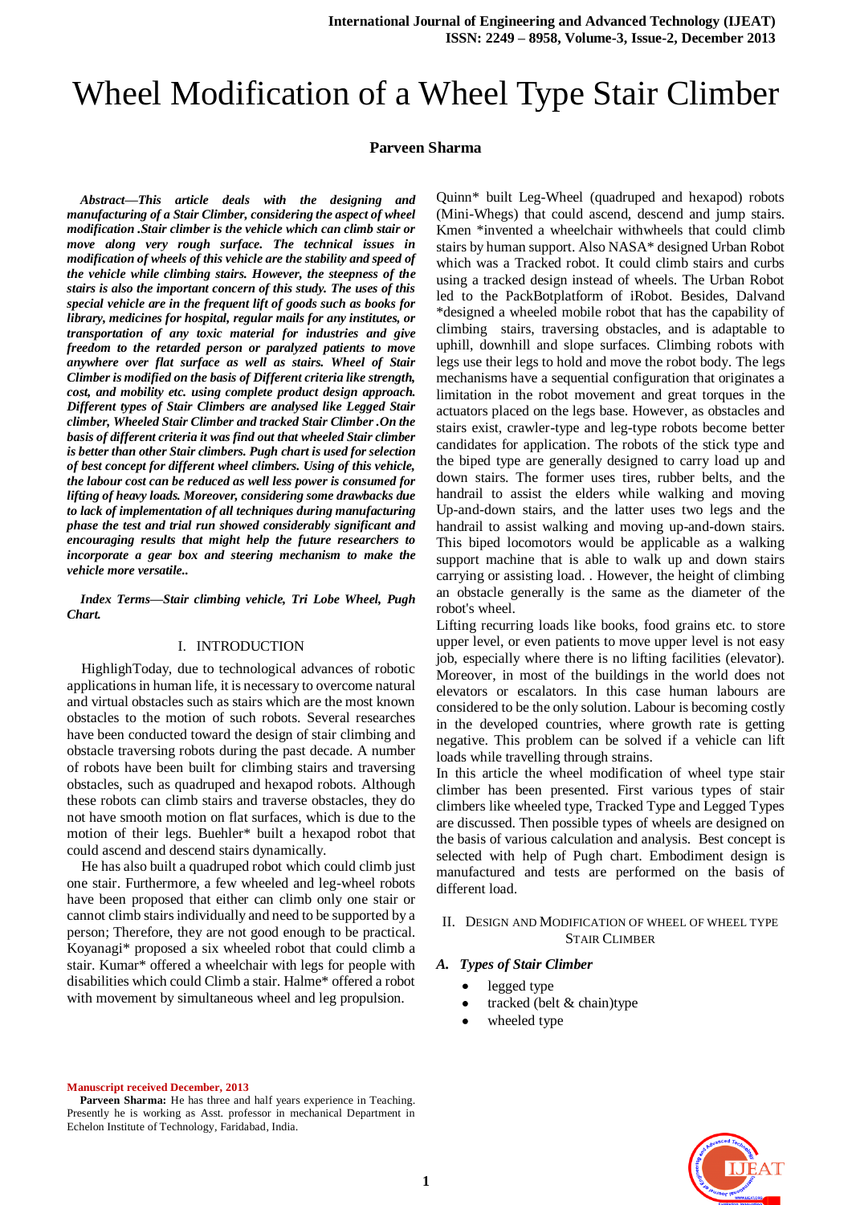# Wheel Modification of a Wheel Type Stair Climber

**Parveen Sharma**

***Abstract—This article deals with the designing and manufacturing of a Stair Climber, considering the aspect of wheel modification .Stair climber is the vehicle which can climb stair or move along very rough surface. The technical issues in modification of wheels of this vehicle are the stability and speed of the vehicle while climbing stairs. However, the steepness of the stairs is also the important concern of this study. The uses of this special vehicle are in the frequent lift of goods such as books for library, medicines for hospital, regular mails for any institutes, or transportation of any toxic material for industries and give freedom to the retarded person or paralyzed patients to move anywhere over flat surface as well as stairs. Wheel of Stair Climber is modified on the basis of Different criteria like strength, cost, and mobility etc. using complete product design approach. Different types of Stair Climbers are analysed like Legged Stair climber, Wheeled Stair Climber and tracked Stair Climber .On the basis of different criteria it was find out that wheeled Stair climber is better than other Stair climbers. Pugh chart is used for selection of best concept for different wheel climbers. Using of this vehicle, the labour cost can be reduced as well less power is consumed for lifting of heavy loads. Moreover, considering some drawbacks due to lack of implementation of all techniques during manufacturing phase the test and trial run showed considerably significant and encouraging results that might help the future researchers to incorporate a gear box and steering mechanism to make the vehicle more versatile..***

***Index Terms—Stair climbing vehicle, Tri Lobe Wheel, Pugh Chart.***

## I. INTRODUCTION

HighlighToday, due to technological advances of robotic applications in human life, it is necessary to overcome natural and virtual obstacles such as stairs which are the most known obstacles to the motion of such robots. Several researches have been conducted toward the design of stair climbing and obstacle traversing robots during the past decade. A number of robots have been built for climbing stairs and traversing obstacles, such as quadruped and hexapod robots. Although these robots can climb stairs and traverse obstacles, they do not have smooth motion on flat surfaces, which is due to the motion of their legs. Buehler* built a hexapod robot that could ascend and descend stairs dynamically.

He has also built a quadruped robot which could climb just one stair. Furthermore, a few wheeled and leg-wheel robots have been proposed that either can climb only one stair or cannot climb stairs individually and need to be supported by a person; Therefore, they are not good enough to be practical. Koyanagi* proposed a six wheeled robot that could climb a stair. Kumar* offered a wheelchair with legs for people with disabilities which could Climb a stair. Halme* offered a robot with movement by simultaneous wheel and leg propulsion. Quinn* built Leg-Wheel (quadruped and hexapod) robots (Mini-Whegs) that could ascend, descend and jump stairs. Kmen *invented a wheelchair withwheels that could climb stairs by human support. Also NASA* designed Urban Robot which was a Tracked robot. It could climb stairs and curbs using a tracked design instead of wheels. The Urban Robot led to the PackBotplatform of iRobot. Besides, Dalvand *designed a wheeled mobile robot that has the capability of climbing stairs, traversing obstacles, and is adaptable to uphill, downhill and slope surfaces. Climbing robots with legs use their legs to hold and move the robot body. The legs mechanisms have a sequential configuration that originates a limitation in the robot movement and great torques in the actuators placed on the legs base. However, as obstacles and stairs exist, crawler-type and leg-type robots become better candidates for application. The robots of the stick type and the biped type are generally designed to carry load up and down stairs. The former uses tires, rubber belts, and the handrail to assist the elders while walking and moving Up-and-down stairs, and the latter uses two legs and the handrail to assist walking and moving up-and-down stairs. This biped locomotors would be applicable as a walking support machine that is able to walk up and down stairs carrying or assisting load. . However, the height of climbing an obstacle generally is the same as the diameter of the robot's wheel.

Lifting recurring loads like books, food grains etc. to store upper level, or even patients to move upper level is not easy job, especially where there is no lifting facilities (elevator). Moreover, in most of the buildings in the world does not elevators or escalators. In this case human labours are considered to be the only solution. Labour is becoming costly in the developed countries, where growth rate is getting negative. This problem can be solved if a vehicle can lift loads while travelling through strains.

In this article the wheel modification of wheel type stair climber has been presented. First various types of stair climbers like wheeled type, Tracked Type and Legged Types are discussed. Then possible types of wheels are designed on the basis of various calculation and analysis. Best concept is selected with help of Pugh chart. Embodiment design is manufactured and tests are performed on the basis of different load.

## II. DESIGN AND MODIFICATION OF WHEEL OF WHEEL TYPE STAIR CLIMBER

### *A. Types of Stair Climber*

- legged type
- tracked (belt & chain)type
- wheeled type

**Manuscript received December, 2013**

**Parveen Sharma:** He has three and half years experience in Teaching. Presently he is working as Asst. professor in mechanical Department in Echelon Institute of Technology, Faridabad, India.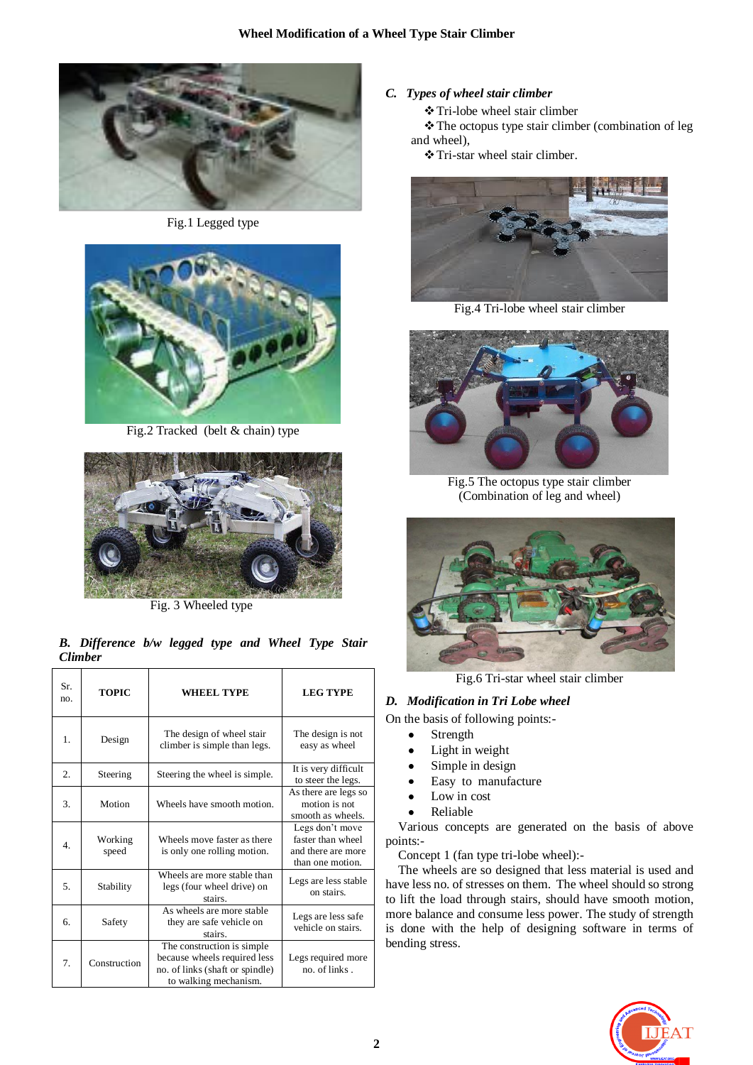Fig.1 Legged type

Fig.2 Tracked (belt & chain) type

Fig. 3 Wheeled type

### *B. Difference b/w legged type and Wheel Type Stair Climber*

| Sr. no. | TOPIC | WHEEL TYPE | LEG TYPE |
|---|---|---|---|
| 1. | Design | The design of wheel stair climber is simple than legs. | The design is not easy as wheel |
| 2. | Steering | Steering the wheel is simple. | It is very difficult to steer the legs. |
| 3. | Motion | Wheels have smooth motion. | As there are legs so motion is not smooth as wheels. |
| 4. | Working speed | Wheels move faster as there is only one rolling motion. | Legs don't move faster than wheel and there are more than one motion. |
| 5. | Stability | Wheels are more stable than legs (four wheel drive) on stairs. | Legs are less stable on stairs. |
| 6. | Safety | As wheels are more stable they are safe vehicle on stairs. | Legs are less safe vehicle on stairs. |
| 7. | Construction | The construction is simple because wheels required less no. of links (shaft or spindle) to walking mechanism. | Legs required more no. of links . |

### *C. Types of wheel stair climber*

- Tri-lobe wheel stair climber
- The octopus type stair climber (combination of leg and wheel),
- Tri-star wheel stair climber.

Fig.4 Tri-lobe wheel stair climber

Fig.5 The octopus type stair climber (Combination of leg and wheel)

Fig.6 Tri-star wheel stair climber

### *D. Modification in Tri Lobe wheel*

On the basis of following points:-

- Strength
- Light in weight
- Simple in design
- Easy to manufacture
- Low in cost
- Reliable

Various concepts are generated on the basis of above points:-

Concept 1 (fan type tri-lobe wheel):-

The wheels are so designed that less material is used and have less no. of stresses on them. The wheel should so strong to lift the load through stairs, should have smooth motion, more balance and consume less power. The study of strength is done with the help of designing software in terms of bending stress.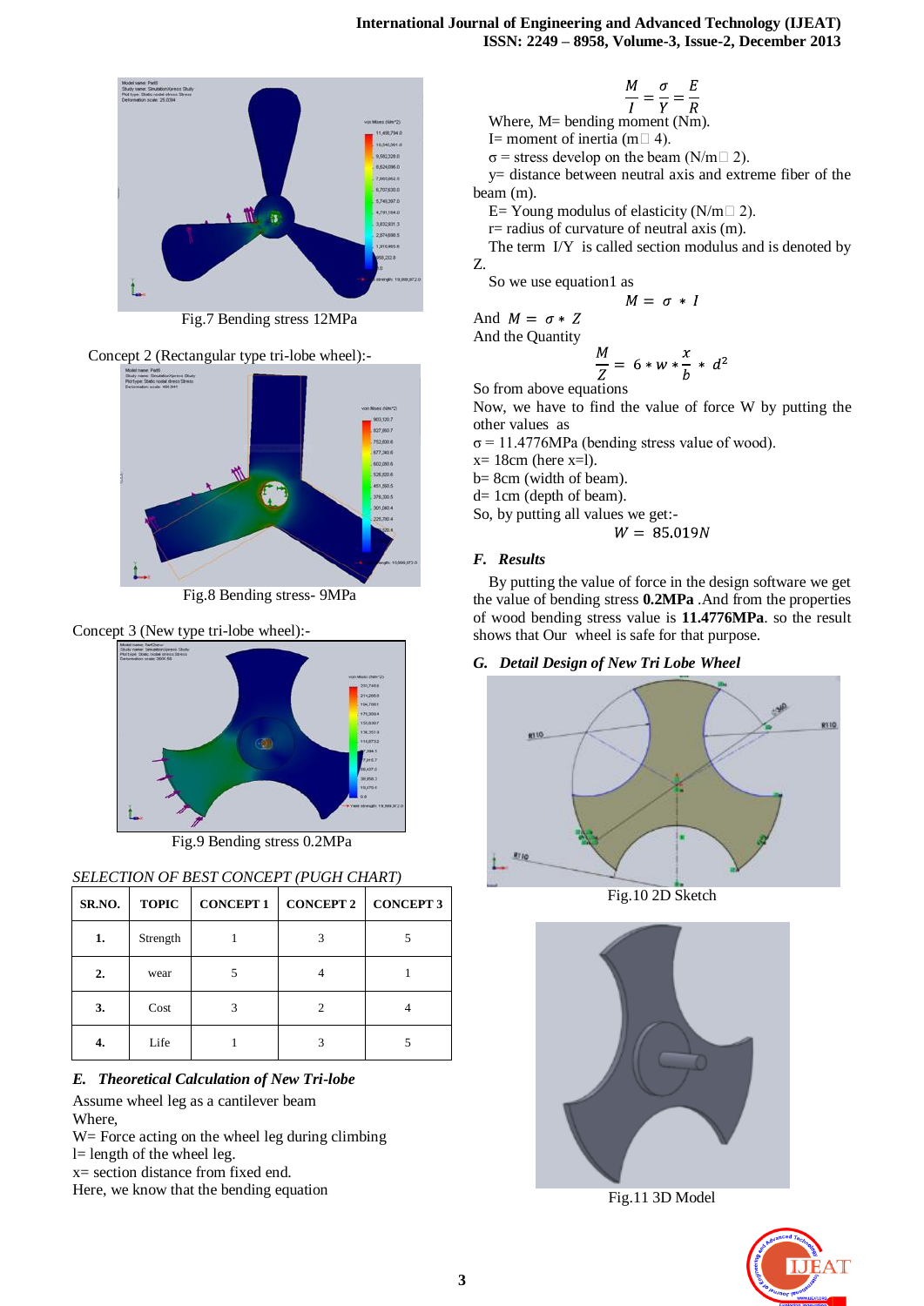Fig.7 Bending stress 12MPa

Concept 2 (Rectangular type tri-lobe wheel):-

Fig.8 Bending stress- 9MPa

Concept 3 (New type tri-lobe wheel):-

Fig.9 Bending stress 0.2MPa

*SELECTION OF BEST CONCEPT (PUGH CHART)*

| SR.NO. | TOPIC | CONCEPT 1 | CONCEPT 2 | CONCEPT 3 |
|---|---|---|---|---|
| 1. | Strength | 1 | 3 | 5 |
| 2. | wear | 5 | 4 | 1 |
| 3. | Cost | 3 | 2 | 4 |
| 4. | Life | 1 | 3 | 5 |

### *E. Theoretical Calculation of New Tri-lobe*

Assume wheel leg as a cantilever beam

Where,

W= Force acting on the wheel leg during climbing

l= length of the wheel leg.

x= section distance from fixed end.

Here, we know that the bending equation

$$\frac{M}{I} = \frac{\sigma}{Y} = \frac{E}{R}$$

Where, M= bending moment (Nm).

I= moment of inertia ($m^4$).

σ = stress develop on the beam ($N/m^2$).

y= distance between neutral axis and extreme fiber of the beam (m).

E= Young modulus of elasticity ($N/m^2$).

r= radius of curvature of neutral axis (m).

The term I/Y is called section modulus and is denoted by Z.

So we use equation1 as

$$M = \sigma * I$$

And $M = \sigma * Z$

And the Quantity

$$\frac{M}{Z} = 6 * w * \frac{x}{b} * d^2$$

So from above equations

Now, we have to find the value of force W by putting the other values as

σ = 11.4776MPa (bending stress value of wood).

x= 18cm (here x=l).

b= 8cm (width of beam).

d= 1cm (depth of beam).

So, by putting all values we get:-

$$W = 85.019N$$

### *F. Results*

By putting the value of force in the design software we get the value of bending stress **0.2MPa** .And from the properties of wood bending stress value is **11.4776MPa**. so the result shows that Our wheel is safe for that purpose.

### *G. Detail Design of New Tri Lobe Wheel*

Fig.10 2D Sketch

Fig.11 3D Model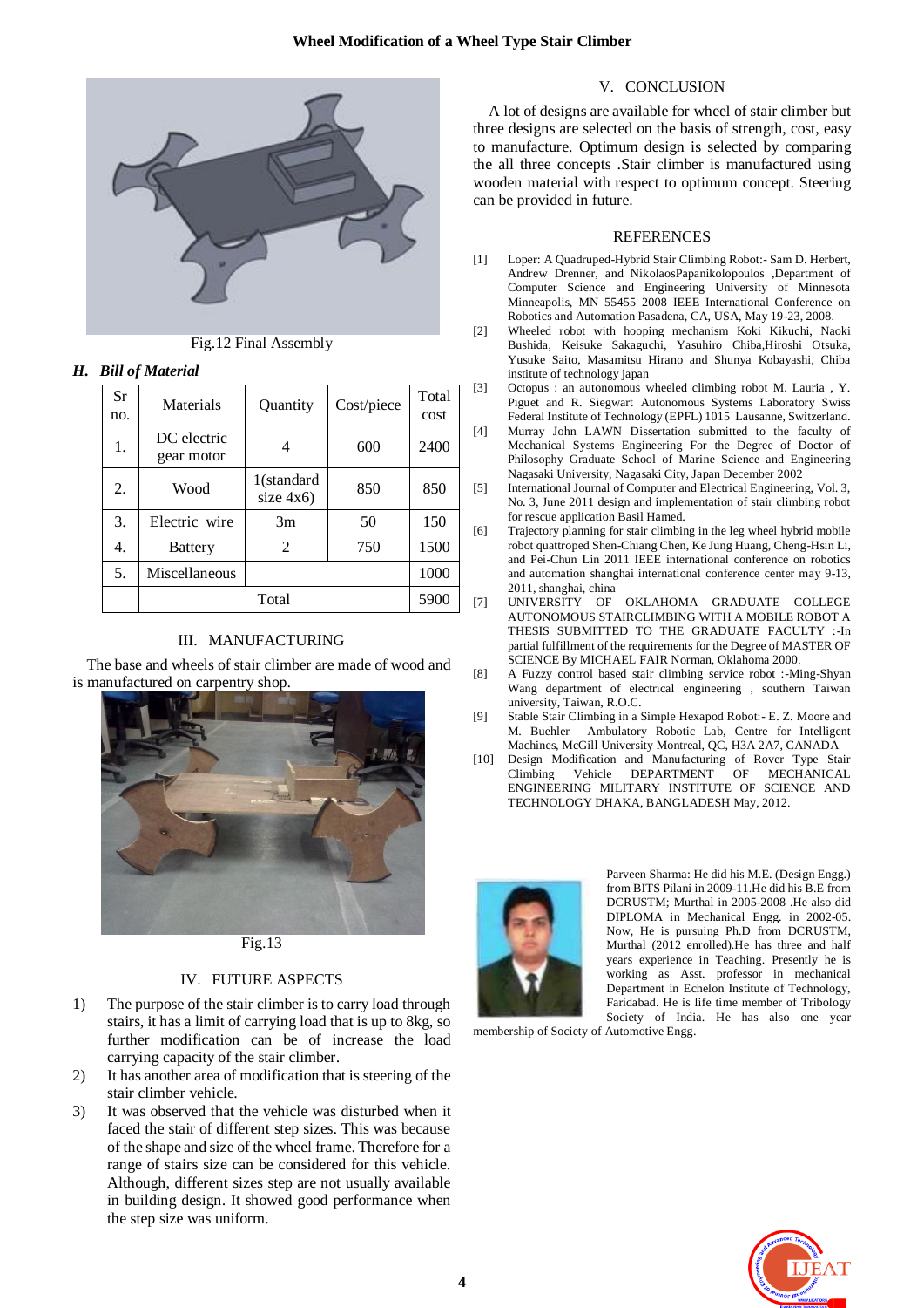Fig.12 Final Assembly

### *H. Bill of Material*

| Sr no. | Materials | Quantity | Cost/piece | Total cost |
|---|---|---|---|---|
| 1. | DC electric gear motor | 4 | 600 | 2400 |
| 2. | Wood | 1(standard size 4x6) | 850 | 850 |
| 3. | Electric wire | 3m | 50 | 150 |
| 4. | Battery | 2 | 750 | 1500 |
| 5. | Miscellaneous | | | 1000 |
| | Total | | | 5900 |

## III. MANUFACTURING

The base and wheels of stair climber are made of wood and is manufactured on carpentry shop.

Fig.13

## IV. FUTURE ASPECTS

1) The purpose of the stair climber is to carry load through stairs, it has a limit of carrying load that is up to 8kg, so further modification can be of increase the load carrying capacity of the stair climber.
2) It has another area of modification that is steering of the stair climber vehicle.
3) It was observed that the vehicle was disturbed when it faced the stair of different step sizes. This was because of the shape and size of the wheel frame. Therefore for a range of stairs size can be considered for this vehicle. Although, different sizes step are not usually available in building design. It showed good performance when the step size was uniform.

## V. CONCLUSION

A lot of designs are available for wheel of stair climber but three designs are selected on the basis of strength, cost, easy to manufacture. Optimum design is selected by comparing the all three concepts .Stair climber is manufactured using wooden material with respect to optimum concept. Steering can be provided in future.

## REFERENCES

[1] Loper: A Quadruped-Hybrid Stair Climbing Robot:- Sam D. Herbert, Andrew Drenner, and NikolaosPapanikolopoulos ,Department of Computer Science and Engineering University of Minnesota Minneapolis, MN 55455 2008 IEEE International Conference on Robotics and Automation Pasadena, CA, USA, May 19-23, 2008.

[2] Wheeled robot with hooping mechanism Koki Kikuchi, Naoki Bushida, Keisuke Sakaguchi, Yasuhiro Chiba,Hiroshi Otsuka, Yusuke Saito, Masamitsu Hirano and Shunya Kobayashi, Chiba institute of technology japan

[3] Octopus : an autonomous wheeled climbing robot M. Lauria , Y. Piguet and R. Siegwart Autonomous Systems Laboratory Swiss Federal Institute of Technology (EPFL) 1015 Lausanne, Switzerland.

[4] Murray John LAWN Dissertation submitted to the faculty of Mechanical Systems Engineering For the Degree of Doctor of Philosophy Graduate School of Marine Science and Engineering Nagasaki University, Nagasaki City, Japan December 2002

[5] International Journal of Computer and Electrical Engineering, Vol. 3, No. 3, June 2011 design and implementation of stair climbing robot for rescue application Basil Hamed.

[6] Trajectory planning for stair climbing in the leg wheel hybrid mobile robot quattroped Shen-Chiang Chen, Ke Jung Huang, Cheng-Hsin Li, and Pei-Chun Lin 2011 IEEE international conference on robotics and automation shanghai international conference center may 9-13, 2011, shanghai, china

[7] UNIVERSITY OF OKLAHOMA GRADUATE COLLEGE AUTONOMOUS STAIRCLIMBING WITH A MOBILE ROBOT A THESIS SUBMITTED TO THE GRADUATE FACULTY :-In partial fulfillment of the requirements for the Degree of MASTER OF SCIENCE By MICHAEL FAIR Norman, Oklahoma 2000.

[8] A Fuzzy control based stair climbing service robot :-Ming-Shyan Wang department of electrical engineering , southern Taiwan university, Taiwan, R.O.C.

[9] Stable Stair Climbing in a Simple Hexapod Robot:- E. Z. Moore and M. Buehler Ambulatory Robotic Lab, Centre for Intelligent Machines, McGill University Montreal, QC, H3A 2A7, CANADA

[10] Design Modification and Manufacturing of Rover Type Stair Climbing Vehicle DEPARTMENT OF MECHANICAL ENGINEERING MILITARY INSTITUTE OF SCIENCE AND TECHNOLOGY DHAKA, BANGLADESH May, 2012.

Parveen Sharma: He did his M.E. (Design Engg.) from BITS Pilani in 2009-11.He did his B.E from DCRUSTM; Murthal in 2005-2008 .He also did DIPLOMA in Mechanical Engg. in 2002-05. Now, He is pursuing Ph.D from DCRUSTM, Murthal (2012 enrolled).He has three and half years experience in Teaching. Presently he is working as Asst. professor in mechanical Department in Echelon Institute of Technology, Faridabad. He is life time member of Tribology Society of India. He has also one year membership of Society of Automotive Engg.